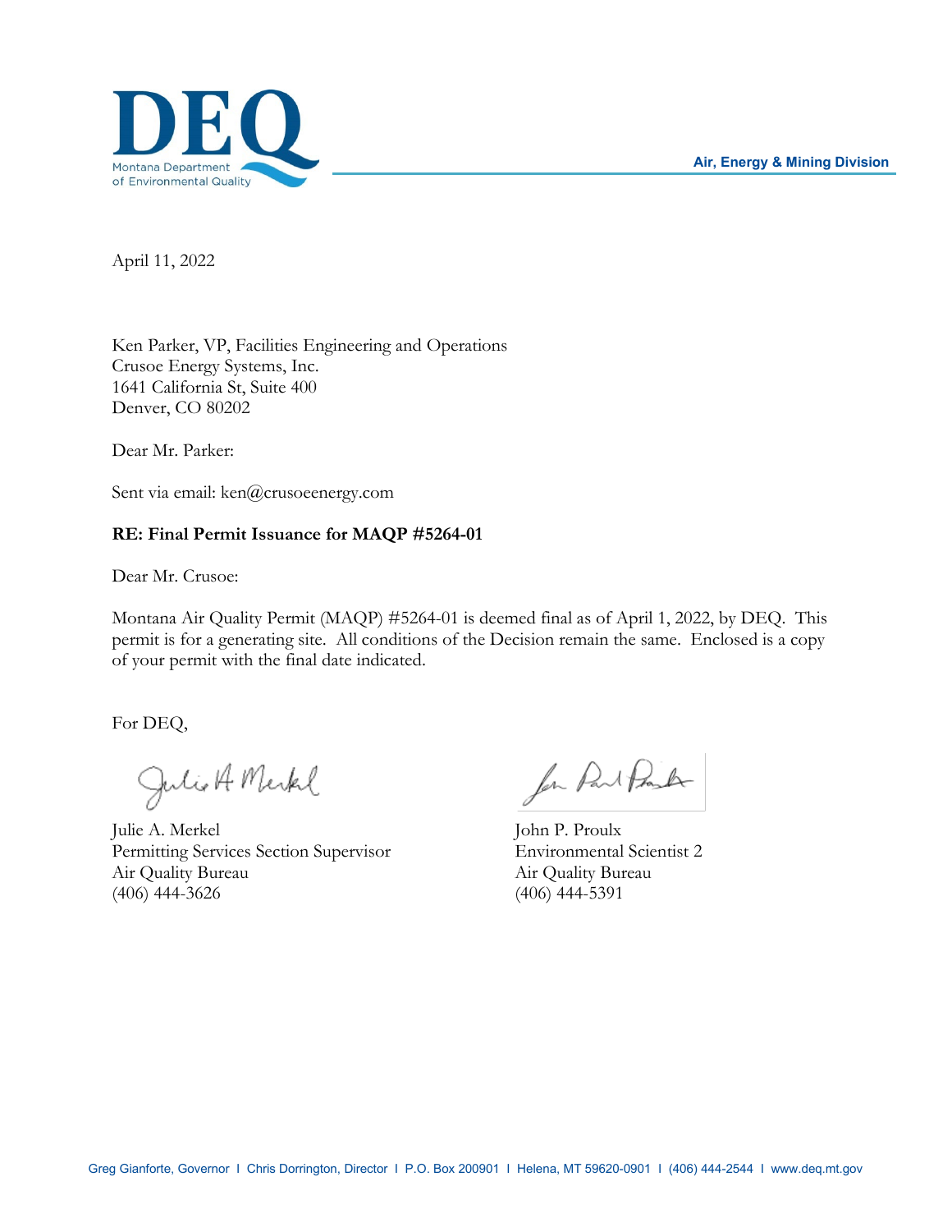DEQ
Montana Department of Environmental Quality

Air, Energy & Mining Division

April 11, 2022

Ken Parker, VP, Facilities Engineering and Operations
Crusoe Energy Systems, Inc.
1641 California St, Suite 400
Denver, CO 80202

Dear Mr. Parker:

Sent via email: ken@crusoeenergy.com

**RE: Final Permit Issuance for MAQP #5264-01**

Dear Mr. Crusoe:

Montana Air Quality Permit (MAQP) #5264-01 is deemed final as of April 1, 2022, by DEQ. This permit is for a generating site. All conditions of the Decision remain the same. Enclosed is a copy of your permit with the final date indicated.

For DEQ,

Julie A. Merkel
Permitting Services Section Supervisor
Air Quality Bureau
(406) 444-3626

John P. Proulx
Environmental Scientist 2
Air Quality Bureau
(406) 444-5391

Greg Gianforte, Governor I Chris Dorrington, Director I P.O. Box 200901 I Helena, MT 59620-0901 I (406) 444-2544 I www.deq.mt.gov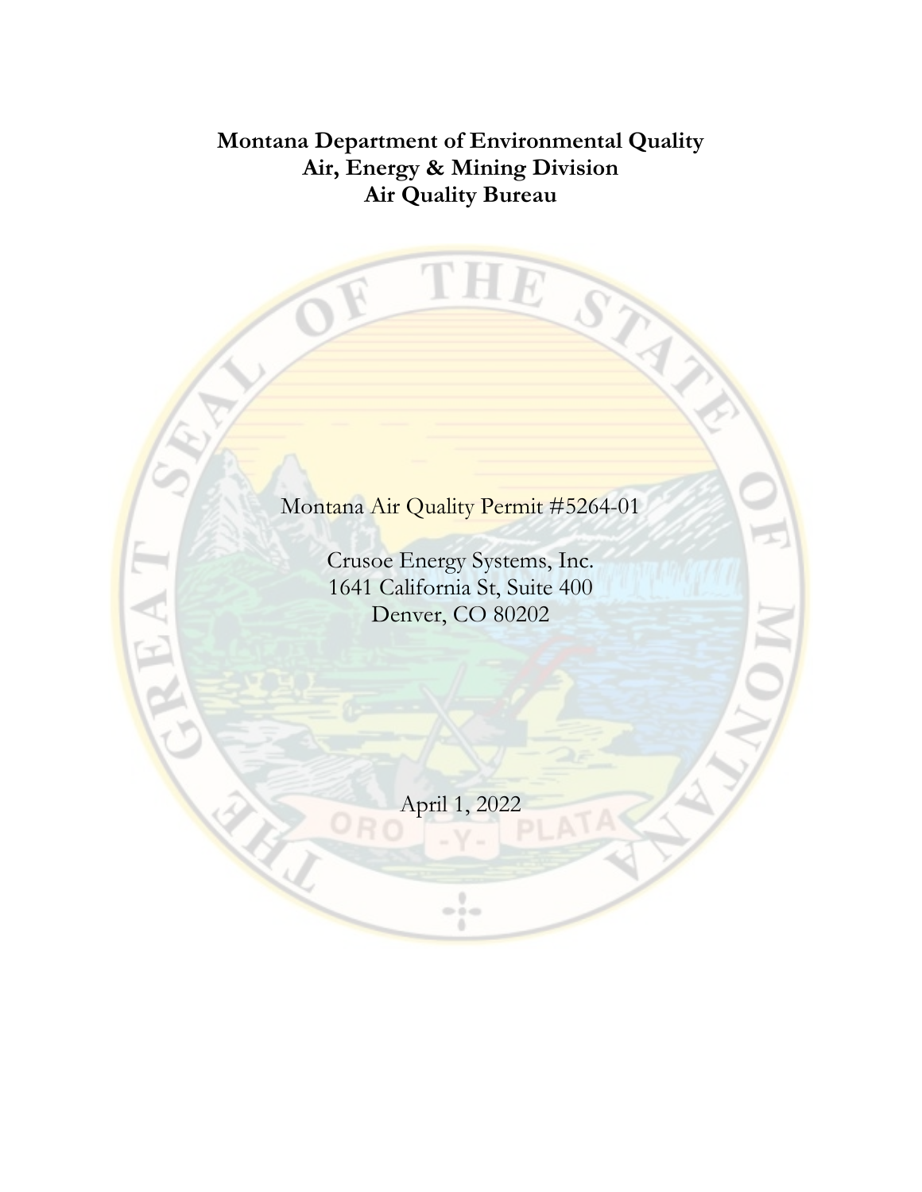**Montana Department of Environmental Quality**
**Air, Energy & Mining Division**
**Air Quality Bureau**

Montana Air Quality Permit #5264-01

Crusoe Energy Systems, Inc.
1641 California St, Suite 400
Denver, CO 80202

April 1, 2022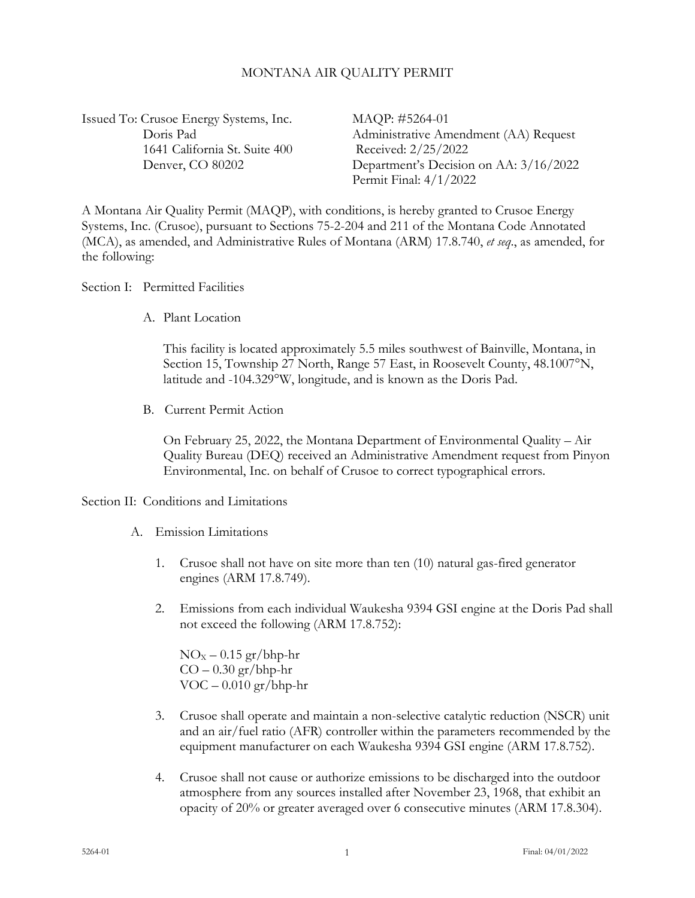# MONTANA AIR QUALITY PERMIT

Issued To: Crusoe Energy Systems, Inc.
Doris Pad
1641 California St. Suite 400
Denver, CO 80202

MAQP: #5264-01
Administrative Amendment (AA) Request Received: 2/25/2022
Department's Decision on AA: 3/16/2022
Permit Final: 4/1/2022

A Montana Air Quality Permit (MAQP), with conditions, is hereby granted to Crusoe Energy Systems, Inc. (Crusoe), pursuant to Sections 75-2-204 and 211 of the Montana Code Annotated (MCA), as amended, and Administrative Rules of Montana (ARM) 17.8.740, *et seq*., as amended, for the following:

## Section I: Permitted Facilities

### A. Plant Location

This facility is located approximately 5.5 miles southwest of Bainville, Montana, in Section 15, Township 27 North, Range 57 East, in Roosevelt County, 48.1007°N, latitude and -104.329°W, longitude, and is known as the Doris Pad.

### B. Current Permit Action

On February 25, 2022, the Montana Department of Environmental Quality – Air Quality Bureau (DEQ) received an Administrative Amendment request from Pinyon Environmental, Inc. on behalf of Crusoe to correct typographical errors.

## Section II: Conditions and Limitations

### A. Emission Limitations

1. Crusoe shall not have on site more than ten (10) natural gas-fired generator engines (ARM 17.8.749).

2. Emissions from each individual Waukesha 9394 GSI engine at the Doris Pad shall not exceed the following (ARM 17.8.752):

   $NO_X$ – 0.15 gr/bhp-hr
   CO – 0.30 gr/bhp-hr
   VOC – 0.010 gr/bhp-hr

3. Crusoe shall operate and maintain a non-selective catalytic reduction (NSCR) unit and an air/fuel ratio (AFR) controller within the parameters recommended by the equipment manufacturer on each Waukesha 9394 GSI engine (ARM 17.8.752).

4. Crusoe shall not cause or authorize emissions to be discharged into the outdoor atmosphere from any sources installed after November 23, 1968, that exhibit an opacity of 20% or greater averaged over 6 consecutive minutes (ARM 17.8.304).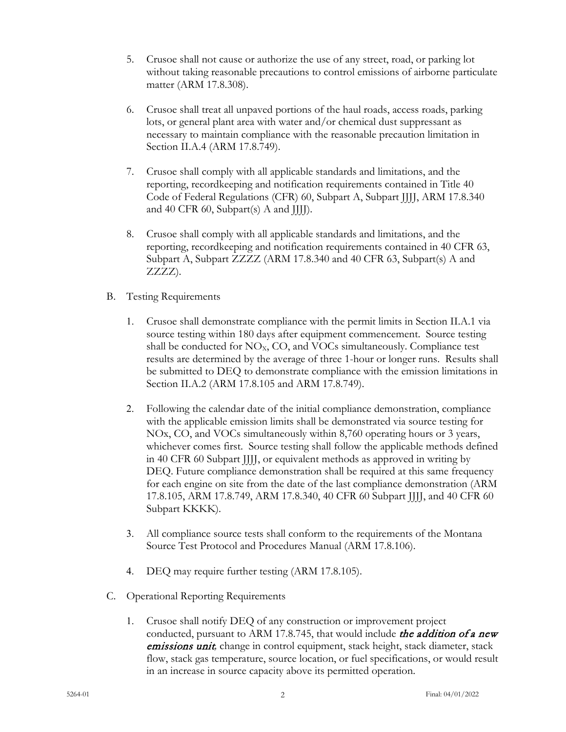5. Crusoe shall not cause or authorize the use of any street, road, or parking lot without taking reasonable precautions to control emissions of airborne particulate matter (ARM 17.8.308).

6. Crusoe shall treat all unpaved portions of the haul roads, access roads, parking lots, or general plant area with water and/or chemical dust suppressant as necessary to maintain compliance with the reasonable precaution limitation in Section II.A.4 (ARM 17.8.749).

7. Crusoe shall comply with all applicable standards and limitations, and the reporting, recordkeeping and notification requirements contained in Title 40 Code of Federal Regulations (CFR) 60, Subpart A, Subpart JJJJ, ARM 17.8.340 and 40 CFR 60, Subpart(s) A and JJJJ).

8. Crusoe shall comply with all applicable standards and limitations, and the reporting, recordkeeping and notification requirements contained in 40 CFR 63, Subpart A, Subpart ZZZZ (ARM 17.8.340 and 40 CFR 63, Subpart(s) A and ZZZZ).

B. Testing Requirements

1. Crusoe shall demonstrate compliance with the permit limits in Section II.A.1 via source testing within 180 days after equipment commencement. Source testing shall be conducted for $NO_X$, CO, and VOCs simultaneously. Compliance test results are determined by the average of three 1-hour or longer runs. Results shall be submitted to DEQ to demonstrate compliance with the emission limitations in Section II.A.2 (ARM 17.8.105 and ARM 17.8.749).

2. Following the calendar date of the initial compliance demonstration, compliance with the applicable emission limits shall be demonstrated via source testing for NOx, CO, and VOCs simultaneously within 8,760 operating hours or 3 years, whichever comes first. Source testing shall follow the applicable methods defined in 40 CFR 60 Subpart JJJJ, or equivalent methods as approved in writing by DEQ. Future compliance demonstration shall be required at this same frequency for each engine on site from the date of the last compliance demonstration (ARM 17.8.105, ARM 17.8.749, ARM 17.8.340, 40 CFR 60 Subpart JJJJ, and 40 CFR 60 Subpart KKKK).

3. All compliance source tests shall conform to the requirements of the Montana Source Test Protocol and Procedures Manual (ARM 17.8.106).

4. DEQ may require further testing (ARM 17.8.105).

C. Operational Reporting Requirements

1. Crusoe shall notify DEQ of any construction or improvement project conducted, pursuant to ARM 17.8.745, that would include ***the addition of a new emissions unit***, change in control equipment, stack height, stack diameter, stack flow, stack gas temperature, source location, or fuel specifications, or would result in an increase in source capacity above its permitted operation.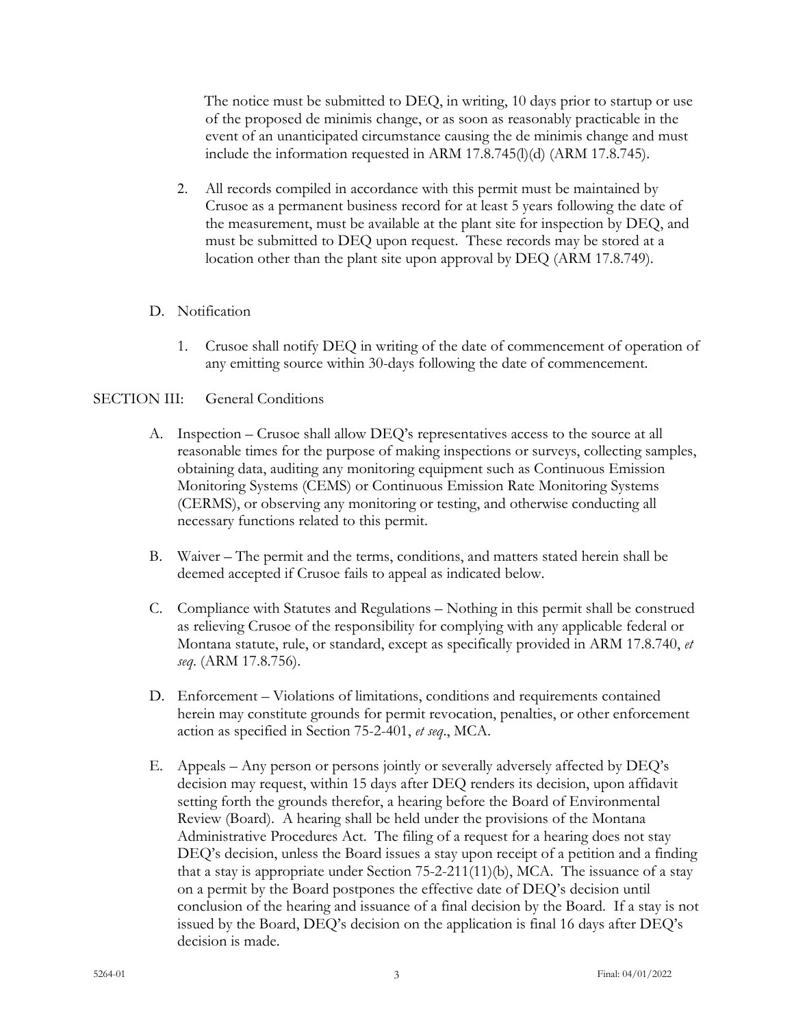The notice must be submitted to DEQ, in writing, 10 days prior to startup or use of the proposed de minimis change, or as soon as reasonably practicable in the event of an unanticipated circumstance causing the de minimis change and must include the information requested in ARM 17.8.745(l)(d) (ARM 17.8.745).

2. All records compiled in accordance with this permit must be maintained by Crusoe as a permanent business record for at least 5 years following the date of the measurement, must be available at the plant site for inspection by DEQ, and must be submitted to DEQ upon request. These records may be stored at a location other than the plant site upon approval by DEQ (ARM 17.8.749).

D. Notification

1. Crusoe shall notify DEQ in writing of the date of commencement of operation of any emitting source within 30-days following the date of commencement.

SECTION III: General Conditions

A. Inspection – Crusoe shall allow DEQ's representatives access to the source at all reasonable times for the purpose of making inspections or surveys, collecting samples, obtaining data, auditing any monitoring equipment such as Continuous Emission Monitoring Systems (CEMS) or Continuous Emission Rate Monitoring Systems (CERMS), or observing any monitoring or testing, and otherwise conducting all necessary functions related to this permit.

B. Waiver – The permit and the terms, conditions, and matters stated herein shall be deemed accepted if Crusoe fails to appeal as indicated below.

C. Compliance with Statutes and Regulations – Nothing in this permit shall be construed as relieving Crusoe of the responsibility for complying with any applicable federal or Montana statute, rule, or standard, except as specifically provided in ARM 17.8.740, *et seq*. (ARM 17.8.756).

D. Enforcement – Violations of limitations, conditions and requirements contained herein may constitute grounds for permit revocation, penalties, or other enforcement action as specified in Section 75-2-401, *et seq*., MCA.

E. Appeals – Any person or persons jointly or severally adversely affected by DEQ's decision may request, within 15 days after DEQ renders its decision, upon affidavit setting forth the grounds therefor, a hearing before the Board of Environmental Review (Board). A hearing shall be held under the provisions of the Montana Administrative Procedures Act. The filing of a request for a hearing does not stay DEQ's decision, unless the Board issues a stay upon receipt of a petition and a finding that a stay is appropriate under Section 75-2-211(11)(b), MCA. The issuance of a stay on a permit by the Board postpones the effective date of DEQ's decision until conclusion of the hearing and issuance of a final decision by the Board. If a stay is not issued by the Board, DEQ's decision on the application is final 16 days after DEQ's decision is made.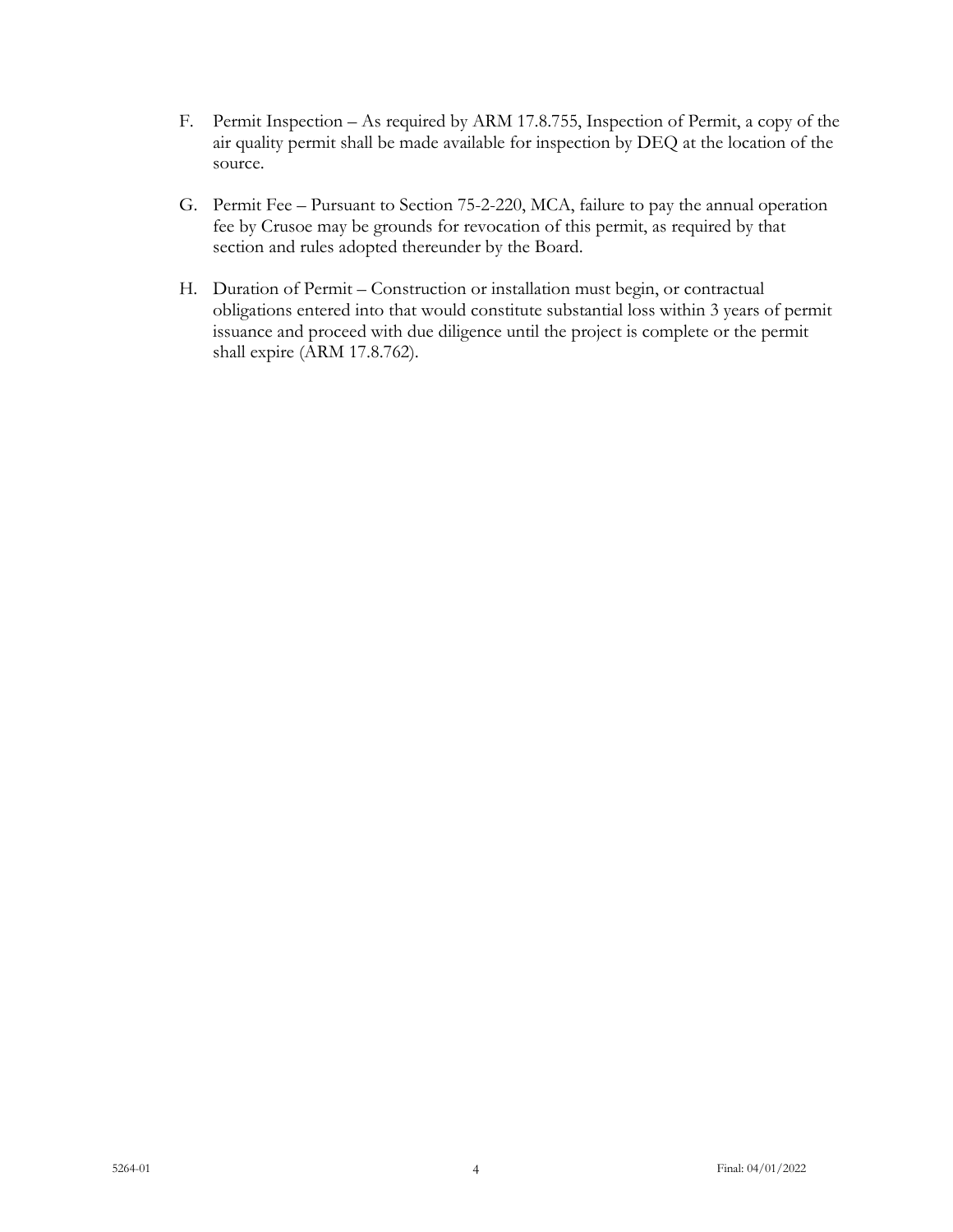F. Permit Inspection – As required by ARM 17.8.755, Inspection of Permit, a copy of the air quality permit shall be made available for inspection by DEQ at the location of the source.

G. Permit Fee – Pursuant to Section 75-2-220, MCA, failure to pay the annual operation fee by Crusoe may be grounds for revocation of this permit, as required by that section and rules adopted thereunder by the Board.

H. Duration of Permit – Construction or installation must begin, or contractual obligations entered into that would constitute substantial loss within 3 years of permit issuance and proceed with due diligence until the project is complete or the permit shall expire (ARM 17.8.762).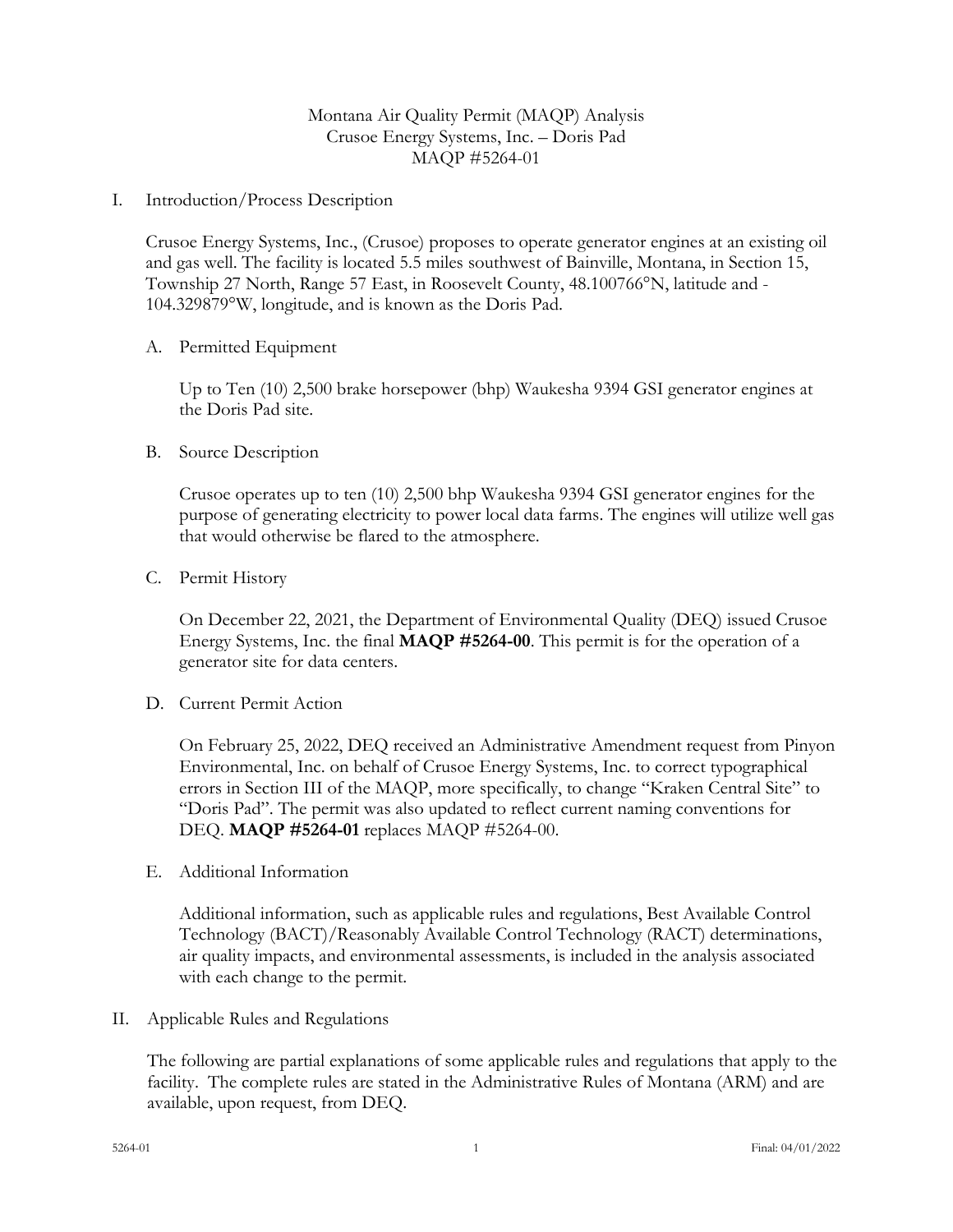Montana Air Quality Permit (MAQP) Analysis
Crusoe Energy Systems, Inc. – Doris Pad
MAQP #5264-01

## I. Introduction/Process Description

Crusoe Energy Systems, Inc., (Crusoe) proposes to operate generator engines at an existing oil and gas well. The facility is located 5.5 miles southwest of Bainville, Montana, in Section 15, Township 27 North, Range 57 East, in Roosevelt County, 48.100766°N, latitude and -104.329879°W, longitude, and is known as the Doris Pad.

### A. Permitted Equipment

Up to Ten (10) 2,500 brake horsepower (bhp) Waukesha 9394 GSI generator engines at the Doris Pad site.

### B. Source Description

Crusoe operates up to ten (10) 2,500 bhp Waukesha 9394 GSI generator engines for the purpose of generating electricity to power local data farms. The engines will utilize well gas that would otherwise be flared to the atmosphere.

### C. Permit History

On December 22, 2021, the Department of Environmental Quality (DEQ) issued Crusoe Energy Systems, Inc. the final **MAQP #5264-00**. This permit is for the operation of a generator site for data centers.

### D. Current Permit Action

On February 25, 2022, DEQ received an Administrative Amendment request from Pinyon Environmental, Inc. on behalf of Crusoe Energy Systems, Inc. to correct typographical errors in Section III of the MAQP, more specifically, to change "Kraken Central Site" to "Doris Pad". The permit was also updated to reflect current naming conventions for DEQ. **MAQP #5264-01** replaces MAQP #5264-00.

### E. Additional Information

Additional information, such as applicable rules and regulations, Best Available Control Technology (BACT)/Reasonably Available Control Technology (RACT) determinations, air quality impacts, and environmental assessments, is included in the analysis associated with each change to the permit.

## II. Applicable Rules and Regulations

The following are partial explanations of some applicable rules and regulations that apply to the facility. The complete rules are stated in the Administrative Rules of Montana (ARM) and are available, upon request, from DEQ.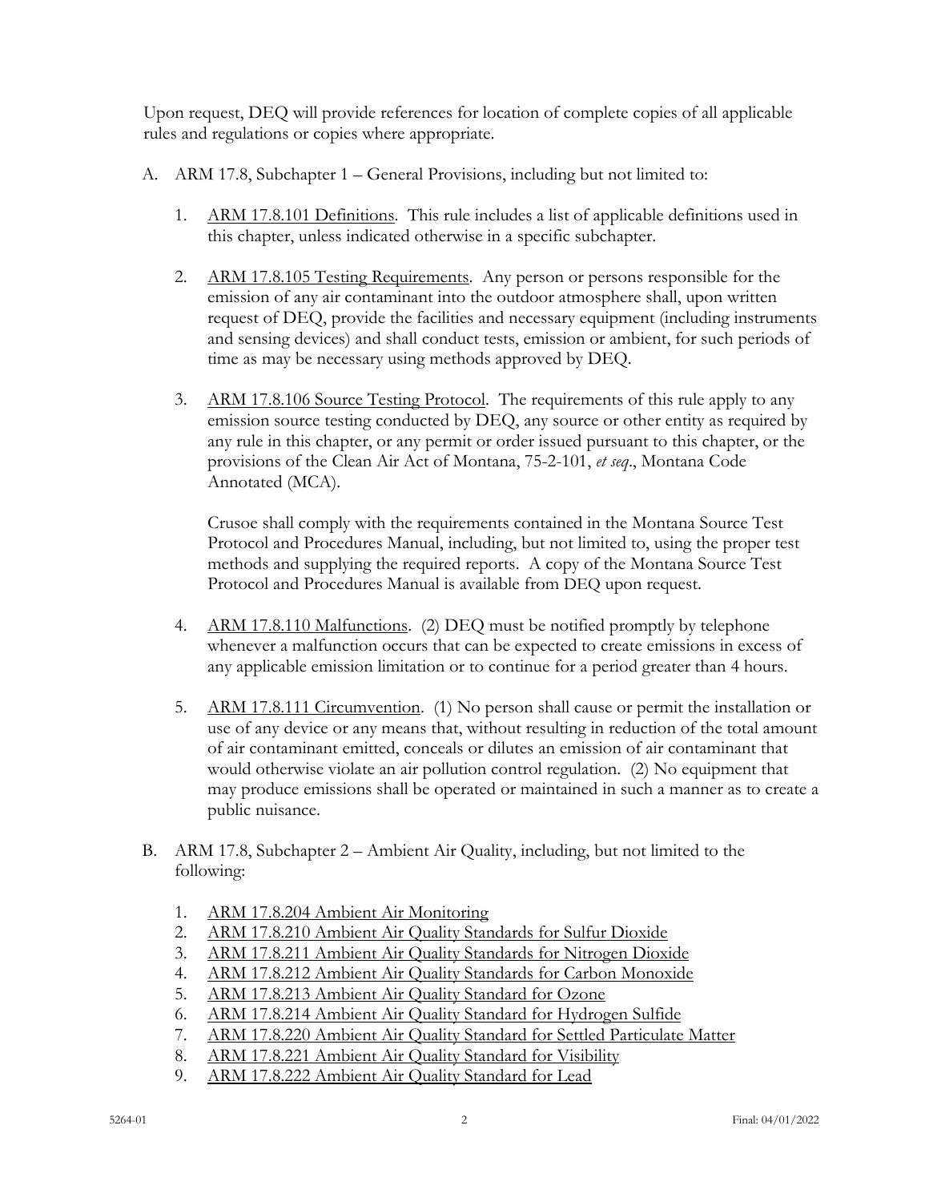Upon request, DEQ will provide references for location of complete copies of all applicable rules and regulations or copies where appropriate.

A. ARM 17.8, Subchapter 1 – General Provisions, including but not limited to:

   1. ARM 17.8.101 Definitions. This rule includes a list of applicable definitions used in this chapter, unless indicated otherwise in a specific subchapter.

   2. ARM 17.8.105 Testing Requirements. Any person or persons responsible for the emission of any air contaminant into the outdoor atmosphere shall, upon written request of DEQ, provide the facilities and necessary equipment (including instruments and sensing devices) and shall conduct tests, emission or ambient, for such periods of time as may be necessary using methods approved by DEQ.

   3. ARM 17.8.106 Source Testing Protocol. The requirements of this rule apply to any emission source testing conducted by DEQ, any source or other entity as required by any rule in this chapter, or any permit or order issued pursuant to this chapter, or the provisions of the Clean Air Act of Montana, 75-2-101, *et seq*., Montana Code Annotated (MCA).

      Crusoe shall comply with the requirements contained in the Montana Source Test Protocol and Procedures Manual, including, but not limited to, using the proper test methods and supplying the required reports. A copy of the Montana Source Test Protocol and Procedures Manual is available from DEQ upon request.

   4. ARM 17.8.110 Malfunctions. (2) DEQ must be notified promptly by telephone whenever a malfunction occurs that can be expected to create emissions in excess of any applicable emission limitation or to continue for a period greater than 4 hours.

   5. ARM 17.8.111 Circumvention. (1) No person shall cause or permit the installation or use of any device or any means that, without resulting in reduction of the total amount of air contaminant emitted, conceals or dilutes an emission of air contaminant that would otherwise violate an air pollution control regulation. (2) No equipment that may produce emissions shall be operated or maintained in such a manner as to create a public nuisance.

B. ARM 17.8, Subchapter 2 – Ambient Air Quality, including, but not limited to the following:

   1. ARM 17.8.204 Ambient Air Monitoring
   2. ARM 17.8.210 Ambient Air Quality Standards for Sulfur Dioxide
   3. ARM 17.8.211 Ambient Air Quality Standards for Nitrogen Dioxide
   4. ARM 17.8.212 Ambient Air Quality Standards for Carbon Monoxide
   5. ARM 17.8.213 Ambient Air Quality Standard for Ozone
   6. ARM 17.8.214 Ambient Air Quality Standard for Hydrogen Sulfide
   7. ARM 17.8.220 Ambient Air Quality Standard for Settled Particulate Matter
   8. ARM 17.8.221 Ambient Air Quality Standard for Visibility
   9. ARM 17.8.222 Ambient Air Quality Standard for Lead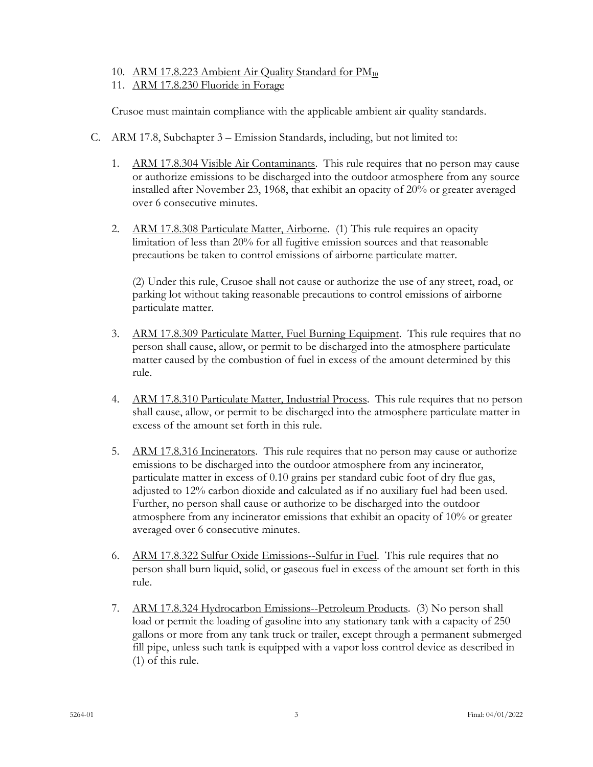10. ARM 17.8.223 Ambient Air Quality Standard for $PM_{10}$
11. ARM 17.8.230 Fluoride in Forage

Crusoe must maintain compliance with the applicable ambient air quality standards.

C. ARM 17.8, Subchapter 3 – Emission Standards, including, but not limited to:

1. ARM 17.8.304 Visible Air Contaminants. This rule requires that no person may cause or authorize emissions to be discharged into the outdoor atmosphere from any source installed after November 23, 1968, that exhibit an opacity of 20% or greater averaged over 6 consecutive minutes.

2. ARM 17.8.308 Particulate Matter, Airborne. (1) This rule requires an opacity limitation of less than 20% for all fugitive emission sources and that reasonable precautions be taken to control emissions of airborne particulate matter.

   (2) Under this rule, Crusoe shall not cause or authorize the use of any street, road, or parking lot without taking reasonable precautions to control emissions of airborne particulate matter.

3. ARM 17.8.309 Particulate Matter, Fuel Burning Equipment. This rule requires that no person shall cause, allow, or permit to be discharged into the atmosphere particulate matter caused by the combustion of fuel in excess of the amount determined by this rule.

4. ARM 17.8.310 Particulate Matter, Industrial Process. This rule requires that no person shall cause, allow, or permit to be discharged into the atmosphere particulate matter in excess of the amount set forth in this rule.

5. ARM 17.8.316 Incinerators. This rule requires that no person may cause or authorize emissions to be discharged into the outdoor atmosphere from any incinerator, particulate matter in excess of 0.10 grains per standard cubic foot of dry flue gas, adjusted to 12% carbon dioxide and calculated as if no auxiliary fuel had been used. Further, no person shall cause or authorize to be discharged into the outdoor atmosphere from any incinerator emissions that exhibit an opacity of 10% or greater averaged over 6 consecutive minutes.

6. ARM 17.8.322 Sulfur Oxide Emissions--Sulfur in Fuel. This rule requires that no person shall burn liquid, solid, or gaseous fuel in excess of the amount set forth in this rule.

7. ARM 17.8.324 Hydrocarbon Emissions--Petroleum Products. (3) No person shall load or permit the loading of gasoline into any stationary tank with a capacity of 250 gallons or more from any tank truck or trailer, except through a permanent submerged fill pipe, unless such tank is equipped with a vapor loss control device as described in (1) of this rule.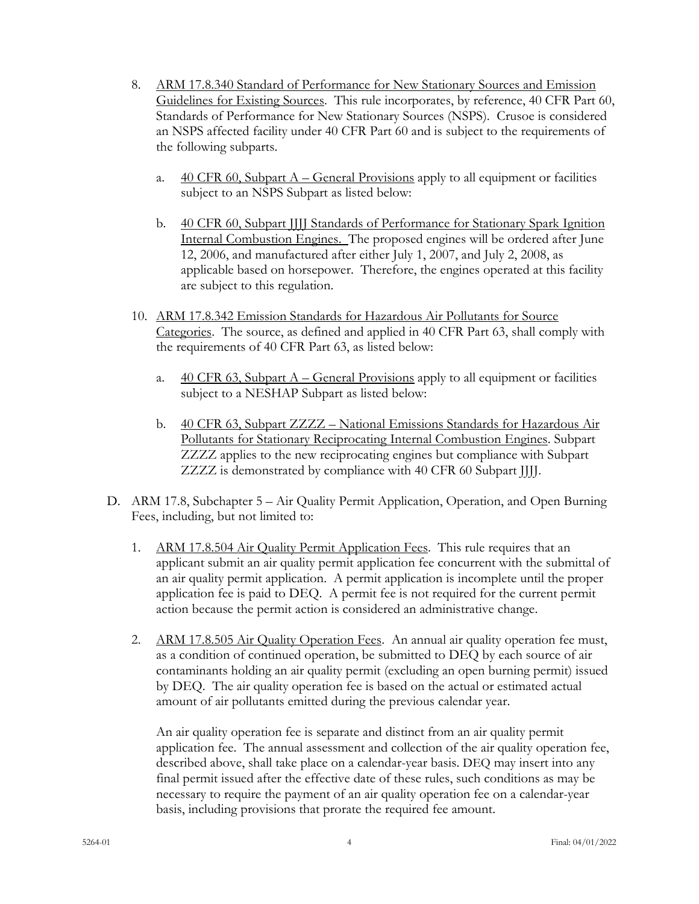8. ARM 17.8.340 Standard of Performance for New Stationary Sources and Emission Guidelines for Existing Sources. This rule incorporates, by reference, 40 CFR Part 60, Standards of Performance for New Stationary Sources (NSPS). Crusoe is considered an NSPS affected facility under 40 CFR Part 60 and is subject to the requirements of the following subparts.

   a. 40 CFR 60, Subpart A – General Provisions apply to all equipment or facilities subject to an NSPS Subpart as listed below:

   b. 40 CFR 60, Subpart JJJJ Standards of Performance for Stationary Spark Ignition Internal Combustion Engines. The proposed engines will be ordered after June 12, 2006, and manufactured after either July 1, 2007, and July 2, 2008, as applicable based on horsepower. Therefore, the engines operated at this facility are subject to this regulation.

10. ARM 17.8.342 Emission Standards for Hazardous Air Pollutants for Source Categories. The source, as defined and applied in 40 CFR Part 63, shall comply with the requirements of 40 CFR Part 63, as listed below:

   a. 40 CFR 63, Subpart A – General Provisions apply to all equipment or facilities subject to a NESHAP Subpart as listed below:

   b. 40 CFR 63, Subpart ZZZZ – National Emissions Standards for Hazardous Air Pollutants for Stationary Reciprocating Internal Combustion Engines. Subpart ZZZZ applies to the new reciprocating engines but compliance with Subpart ZZZZ is demonstrated by compliance with 40 CFR 60 Subpart JJJJ.

D. ARM 17.8, Subchapter 5 – Air Quality Permit Application, Operation, and Open Burning Fees, including, but not limited to:

   1. ARM 17.8.504 Air Quality Permit Application Fees. This rule requires that an applicant submit an air quality permit application fee concurrent with the submittal of an air quality permit application. A permit application is incomplete until the proper application fee is paid to DEQ. A permit fee is not required for the current permit action because the permit action is considered an administrative change.

   2. ARM 17.8.505 Air Quality Operation Fees. An annual air quality operation fee must, as a condition of continued operation, be submitted to DEQ by each source of air contaminants holding an air quality permit (excluding an open burning permit) issued by DEQ. The air quality operation fee is based on the actual or estimated actual amount of air pollutants emitted during the previous calendar year.

      An air quality operation fee is separate and distinct from an air quality permit application fee. The annual assessment and collection of the air quality operation fee, described above, shall take place on a calendar-year basis. DEQ may insert into any final permit issued after the effective date of these rules, such conditions as may be necessary to require the payment of an air quality operation fee on a calendar-year basis, including provisions that prorate the required fee amount.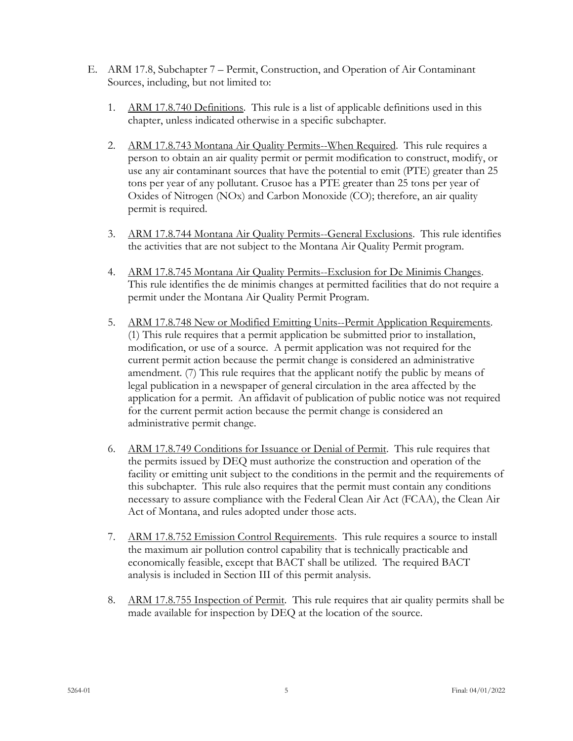E. ARM 17.8, Subchapter 7 – Permit, Construction, and Operation of Air Contaminant Sources, including, but not limited to:

1. ARM 17.8.740 Definitions. This rule is a list of applicable definitions used in this chapter, unless indicated otherwise in a specific subchapter.

2. ARM 17.8.743 Montana Air Quality Permits--When Required. This rule requires a person to obtain an air quality permit or permit modification to construct, modify, or use any air contaminant sources that have the potential to emit (PTE) greater than 25 tons per year of any pollutant. Crusoe has a PTE greater than 25 tons per year of Oxides of Nitrogen (NOx) and Carbon Monoxide (CO); therefore, an air quality permit is required.

3. ARM 17.8.744 Montana Air Quality Permits--General Exclusions. This rule identifies the activities that are not subject to the Montana Air Quality Permit program.

4. ARM 17.8.745 Montana Air Quality Permits--Exclusion for De Minimis Changes. This rule identifies the de minimis changes at permitted facilities that do not require a permit under the Montana Air Quality Permit Program.

5. ARM 17.8.748 New or Modified Emitting Units--Permit Application Requirements. (1) This rule requires that a permit application be submitted prior to installation, modification, or use of a source. A permit application was not required for the current permit action because the permit change is considered an administrative amendment. (7) This rule requires that the applicant notify the public by means of legal publication in a newspaper of general circulation in the area affected by the application for a permit. An affidavit of publication of public notice was not required for the current permit action because the permit change is considered an administrative permit change.

6. ARM 17.8.749 Conditions for Issuance or Denial of Permit. This rule requires that the permits issued by DEQ must authorize the construction and operation of the facility or emitting unit subject to the conditions in the permit and the requirements of this subchapter. This rule also requires that the permit must contain any conditions necessary to assure compliance with the Federal Clean Air Act (FCAA), the Clean Air Act of Montana, and rules adopted under those acts.

7. ARM 17.8.752 Emission Control Requirements. This rule requires a source to install the maximum air pollution control capability that is technically practicable and economically feasible, except that BACT shall be utilized. The required BACT analysis is included in Section III of this permit analysis.

8. ARM 17.8.755 Inspection of Permit. This rule requires that air quality permits shall be made available for inspection by DEQ at the location of the source.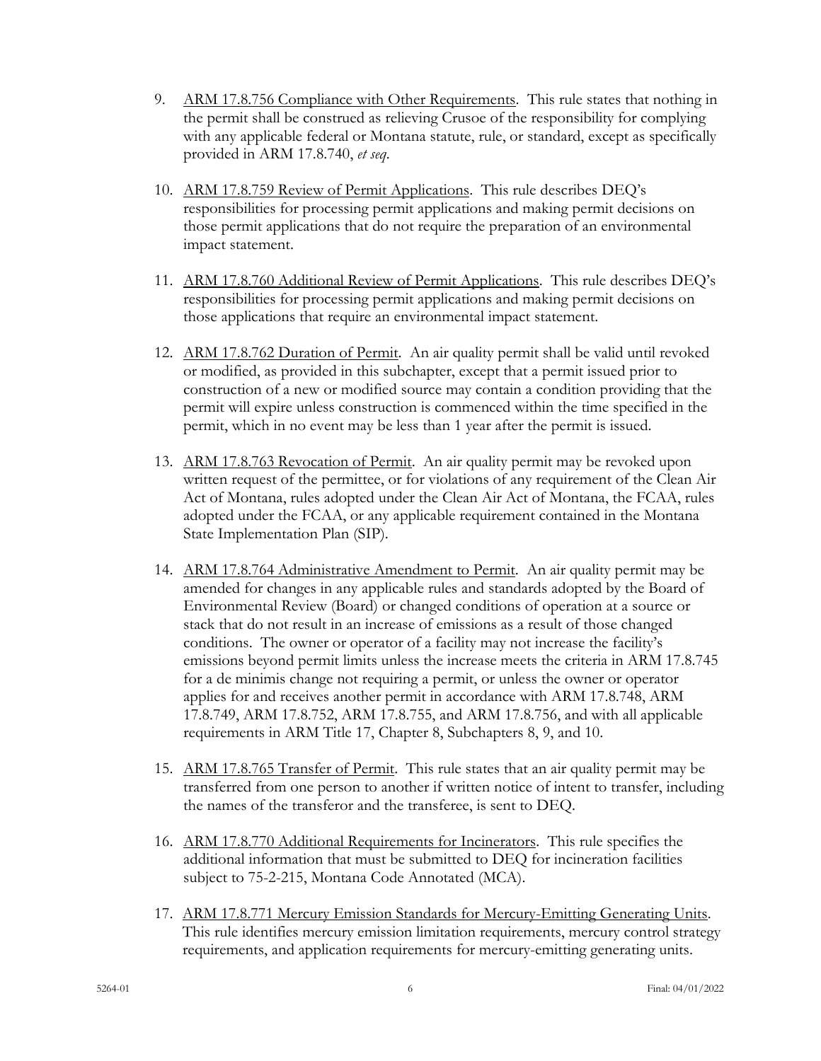9. ARM 17.8.756 Compliance with Other Requirements. This rule states that nothing in the permit shall be construed as relieving Crusoe of the responsibility for complying with any applicable federal or Montana statute, rule, or standard, except as specifically provided in ARM 17.8.740, *et seq*.

10. ARM 17.8.759 Review of Permit Applications. This rule describes DEQ's responsibilities for processing permit applications and making permit decisions on those permit applications that do not require the preparation of an environmental impact statement.

11. ARM 17.8.760 Additional Review of Permit Applications. This rule describes DEQ's responsibilities for processing permit applications and making permit decisions on those applications that require an environmental impact statement.

12. ARM 17.8.762 Duration of Permit. An air quality permit shall be valid until revoked or modified, as provided in this subchapter, except that a permit issued prior to construction of a new or modified source may contain a condition providing that the permit will expire unless construction is commenced within the time specified in the permit, which in no event may be less than 1 year after the permit is issued.

13. ARM 17.8.763 Revocation of Permit. An air quality permit may be revoked upon written request of the permittee, or for violations of any requirement of the Clean Air Act of Montana, rules adopted under the Clean Air Act of Montana, the FCAA, rules adopted under the FCAA, or any applicable requirement contained in the Montana State Implementation Plan (SIP).

14. ARM 17.8.764 Administrative Amendment to Permit. An air quality permit may be amended for changes in any applicable rules and standards adopted by the Board of Environmental Review (Board) or changed conditions of operation at a source or stack that do not result in an increase of emissions as a result of those changed conditions. The owner or operator of a facility may not increase the facility's emissions beyond permit limits unless the increase meets the criteria in ARM 17.8.745 for a de minimis change not requiring a permit, or unless the owner or operator applies for and receives another permit in accordance with ARM 17.8.748, ARM 17.8.749, ARM 17.8.752, ARM 17.8.755, and ARM 17.8.756, and with all applicable requirements in ARM Title 17, Chapter 8, Subchapters 8, 9, and 10.

15. ARM 17.8.765 Transfer of Permit. This rule states that an air quality permit may be transferred from one person to another if written notice of intent to transfer, including the names of the transferor and the transferee, is sent to DEQ.

16. ARM 17.8.770 Additional Requirements for Incinerators. This rule specifies the additional information that must be submitted to DEQ for incineration facilities subject to 75-2-215, Montana Code Annotated (MCA).

17. ARM 17.8.771 Mercury Emission Standards for Mercury-Emitting Generating Units. This rule identifies mercury emission limitation requirements, mercury control strategy requirements, and application requirements for mercury-emitting generating units.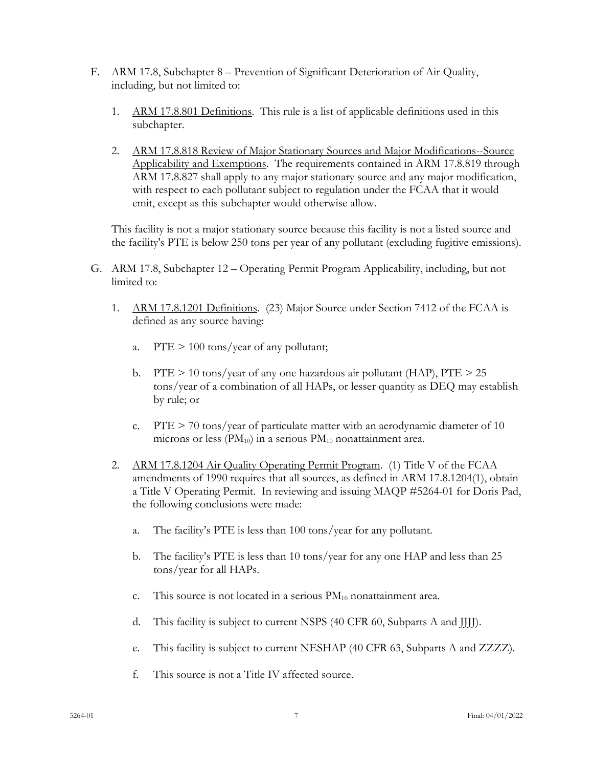F. ARM 17.8, Subchapter 8 – Prevention of Significant Deterioration of Air Quality, including, but not limited to:

   1. ARM 17.8.801 Definitions. This rule is a list of applicable definitions used in this subchapter.

   2. ARM 17.8.818 Review of Major Stationary Sources and Major Modifications--Source Applicability and Exemptions. The requirements contained in ARM 17.8.819 through ARM 17.8.827 shall apply to any major stationary source and any major modification, with respect to each pollutant subject to regulation under the FCAA that it would emit, except as this subchapter would otherwise allow.

   This facility is not a major stationary source because this facility is not a listed source and the facility's PTE is below 250 tons per year of any pollutant (excluding fugitive emissions).

G. ARM 17.8, Subchapter 12 – Operating Permit Program Applicability, including, but not limited to:

   1. ARM 17.8.1201 Definitions. (23) Major Source under Section 7412 of the FCAA is defined as any source having:

      a. PTE > 100 tons/year of any pollutant;

      b. PTE > 10 tons/year of any one hazardous air pollutant (HAP), PTE > 25 tons/year of a combination of all HAPs, or lesser quantity as DEQ may establish by rule; or

      c. PTE > 70 tons/year of particulate matter with an aerodynamic diameter of 10 microns or less ($PM_{10}$) in a serious $PM_{10}$ nonattainment area.

   2. ARM 17.8.1204 Air Quality Operating Permit Program. (1) Title V of the FCAA amendments of 1990 requires that all sources, as defined in ARM 17.8.1204(1), obtain a Title V Operating Permit. In reviewing and issuing MAQP #5264-01 for Doris Pad, the following conclusions were made:

      a. The facility's PTE is less than 100 tons/year for any pollutant.

      b. The facility's PTE is less than 10 tons/year for any one HAP and less than 25 tons/year for all HAPs.

      c. This source is not located in a serious $PM_{10}$ nonattainment area.

      d. This facility is subject to current NSPS (40 CFR 60, Subparts A and JJJJ).

      e. This facility is subject to current NESHAP (40 CFR 63, Subparts A and ZZZZ).

      f. This source is not a Title IV affected source.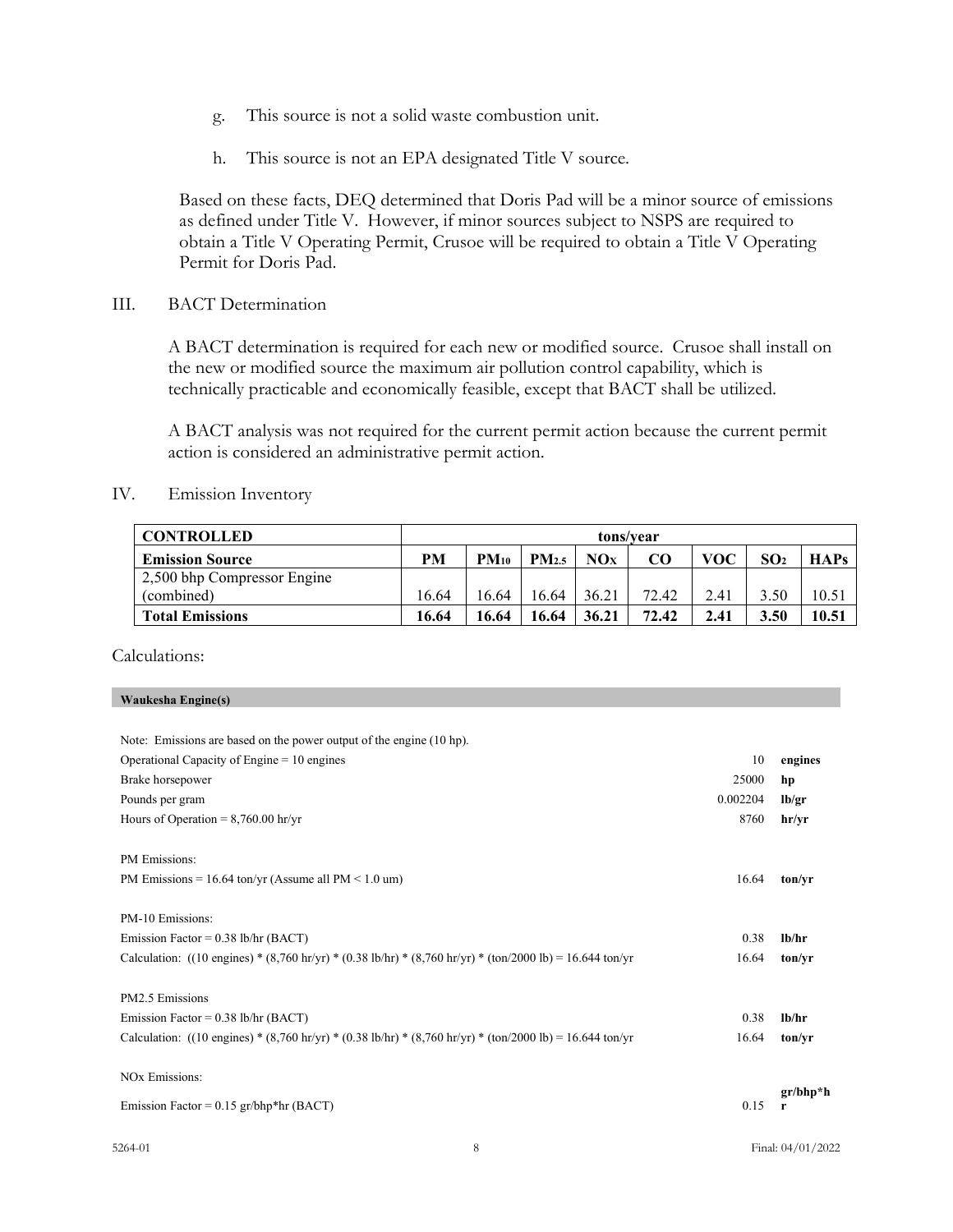g. This source is not a solid waste combustion unit.

h. This source is not an EPA designated Title V source.

Based on these facts, DEQ determined that Doris Pad will be a minor source of emissions as defined under Title V. However, if minor sources subject to NSPS are required to obtain a Title V Operating Permit, Crusoe will be required to obtain a Title V Operating Permit for Doris Pad.

## III. BACT Determination

A BACT determination is required for each new or modified source. Crusoe shall install on the new or modified source the maximum air pollution control capability, which is technically practicable and economically feasible, except that BACT shall be utilized.

A BACT analysis was not required for the current permit action because the current permit action is considered an administrative permit action.

## IV. Emission Inventory

| **CONTROLLED** | **tons/year** | | | | | | | |
|---|---|---|---|---|---|---|---|---|
| **Emission Source** | **PM** | **$PM_{10}$** | **$PM_{2.5}$** | **$NO_X$** | **CO** | **VOC** | **$SO_2$** | **HAPs** |
| 2,500 bhp Compressor Engine (combined) | 16.64 | 16.64 | 16.64 | 36.21 | 72.42 | 2.41 | 3.50 | 10.51 |
| **Total Emissions** | **16.64** | **16.64** | **16.64** | **36.21** | **72.42** | **2.41** | **3.50** | **10.51** |

Calculations:

**Waukesha Engine(s)**

Note: Emissions are based on the power output of the engine (10 hp).

| | | |
|---|---|---|
| Operational Capacity of Engine = 10 engines | 10 | **engines** |
| Brake horsepower | 25000 | **hp** |
| Pounds per gram | 0.002204 | **lb/gr** |
| Hours of Operation = 8,760.00 hr/yr | 8760 | **hr/yr** |
| PM Emissions: | | |
| PM Emissions = 16.64 ton/yr (Assume all PM < 1.0 um) | 16.64 | **ton/yr** |
| PM-10 Emissions: | | |
| Emission Factor = 0.38 lb/hr (BACT) | 0.38 | **lb/hr** |
| Calculation: ((10 engines) * (8,760 hr/yr) * (0.38 lb/hr) * (8,760 hr/yr) * (ton/2000 lb) = 16.644 ton/yr | 16.64 | **ton/yr** |
| PM2.5 Emissions | | |
| Emission Factor = 0.38 lb/hr (BACT) | 0.38 | **lb/hr** |
| Calculation: ((10 engines) * (8,760 hr/yr) * (0.38 lb/hr) * (8,760 hr/yr) * (ton/2000 lb) = 16.644 ton/yr | 16.64 | **ton/yr** |
| NOx Emissions: | | |
| Emission Factor = 0.15 gr/bhp*hr (BACT) | 0.15 | **gr/bhp*hr** |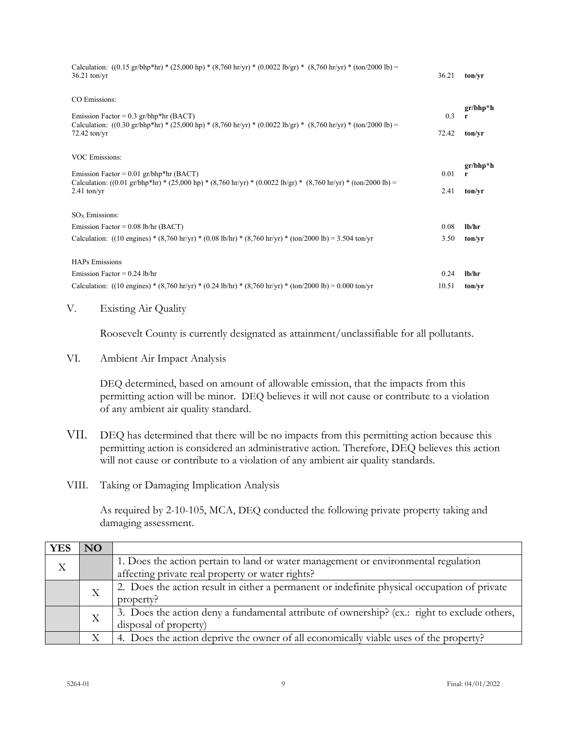Calculation: ((0.15 gr/bhp*hr) * (25,000 hp) * (8,760 hr/yr) * (0.0022 lb/gr) * (8,760 hr/yr) * (ton/2000 lb) = 36.21 ton/yr — 36.21 **ton/yr**

CO Emissions:

Emission Factor = 0.3 gr/bhp*hr (BACT) — 0.3 **gr/bhp*hr**

Calculation: ((0.30 gr/bhp*hr) * (25,000 hp) * (8,760 hr/yr) * (0.0022 lb/gr) * (8,760 hr/yr) * (ton/2000 lb) = 72.42 ton/yr — 72.42 **ton/yr**

VOC Emissions:

Emission Factor = 0.01 gr/bhp*hr (BACT) — 0.01 **gr/bhp*hr**

Calculation: ((0.01 gr/bhp*hr) * (25,000 hp) * (8,760 hr/yr) * (0.0022 lb/gr) * (8,760 hr/yr) * (ton/2000 lb) = 2.41 ton/yr — 2.41 **ton/yr**

$SO_X$ Emissions:

Emission Factor = 0.08 lb/hr (BACT) — 0.08 **lb/hr**

Calculation: ((10 engines) * (8,760 hr/yr) * (0.08 lb/hr) * (8,760 hr/yr) * (ton/2000 lb) = 3.504 ton/yr — 3.50 **ton/yr**

HAPs Emissions

Emission Factor = 0.24 lb/hr — 0.24 **lb/hr**

Calculation: ((10 engines) * (8,760 hr/yr) * (0.24 lb/hr) * (8,760 hr/yr) * (ton/2000 lb) = 0.000 ton/yr — 10.51 **ton/yr**

## V. Existing Air Quality

Roosevelt County is currently designated as attainment/unclassifiable for all pollutants.

## VI. Ambient Air Impact Analysis

DEQ determined, based on amount of allowable emission, that the impacts from this permitting action will be minor. DEQ believes it will not cause or contribute to a violation of any ambient air quality standard.

## VII.

DEQ has determined that there will be no impacts from this permitting action because this permitting action is considered an administrative action. Therefore, DEQ believes this action will not cause or contribute to a violation of any ambient air quality standards.

## VIII. Taking or Damaging Implication Analysis

As required by 2-10-105, MCA, DEQ conducted the following private property taking and damaging assessment.

| YES | NO | |
|---|---|---|
| X | | 1. Does the action pertain to land or water management or environmental regulation affecting private real property or water rights? |
| | X | 2. Does the action result in either a permanent or indefinite physical occupation of private property? |
| | X | 3. Does the action deny a fundamental attribute of ownership? (ex.: right to exclude others, disposal of property) |
| | X | 4. Does the action deprive the owner of all economically viable uses of the property? |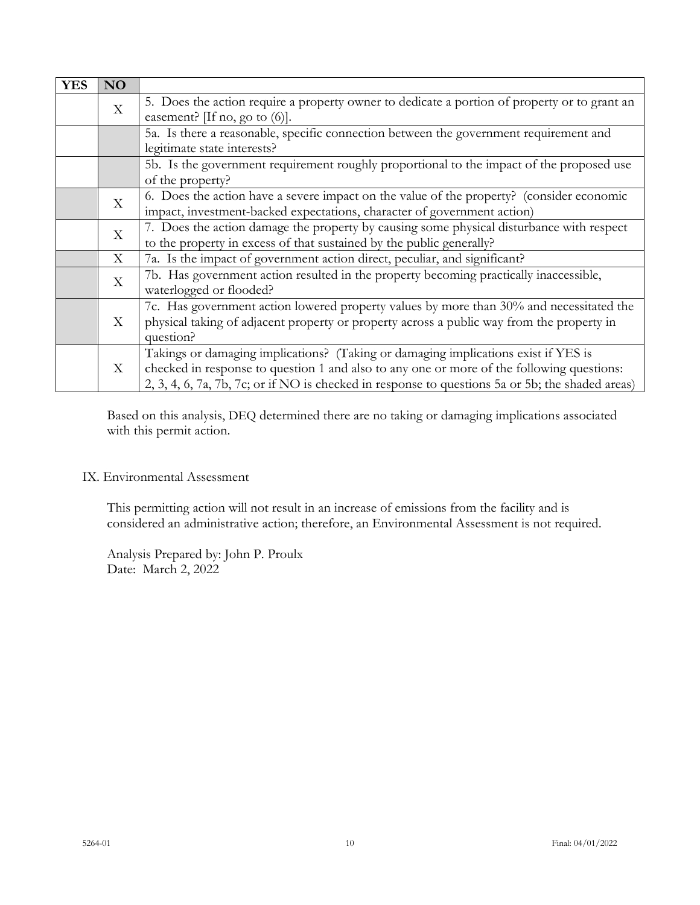| YES | NO | |
|---|---|---|
| | X | 5. Does the action require a property owner to dedicate a portion of property or to grant an easement? [If no, go to (6)]. |
| | | 5a. Is there a reasonable, specific connection between the government requirement and legitimate state interests? |
| | | 5b. Is the government requirement roughly proportional to the impact of the proposed use of the property? |
| | X | 6. Does the action have a severe impact on the value of the property? (consider economic impact, investment-backed expectations, character of government action) |
| | X | 7. Does the action damage the property by causing some physical disturbance with respect to the property in excess of that sustained by the public generally? |
| | X | 7a. Is the impact of government action direct, peculiar, and significant? |
| | X | 7b. Has government action resulted in the property becoming practically inaccessible, waterlogged or flooded? |
| | X | 7c. Has government action lowered property values by more than 30% and necessitated the physical taking of adjacent property or property across a public way from the property in question? |
| | X | Takings or damaging implications? (Taking or damaging implications exist if YES is checked in response to question 1 and also to any one or more of the following questions: 2, 3, 4, 6, 7a, 7b, 7c; or if NO is checked in response to questions 5a or 5b; the shaded areas) |

Based on this analysis, DEQ determined there are no taking or damaging implications associated with this permit action.

## IX. Environmental Assessment

This permitting action will not result in an increase of emissions from the facility and is considered an administrative action; therefore, an Environmental Assessment is not required.

Analysis Prepared by: John P. Proulx
Date: March 2, 2022